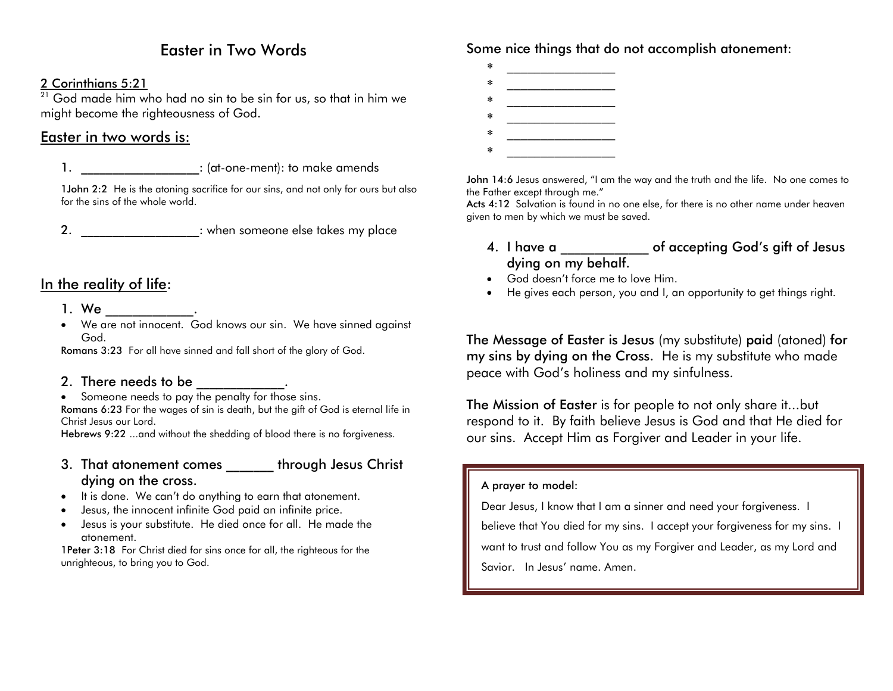# Easter in Two Words

2 Corinthians 5:21

[21] God made him who had no sin to be sin for us, so that in him we might become the righteousness of God.

## Easter in two words is:

1. ________________: (at-one-ment): to make amends

**1John 2:2** He is the atoning sacrifice for our sins, and not only for ours but also for the sins of the whole world.

2. ________________: when someone else takes my place

## In the reality of life:

1. We __________.

- We are not innocent. God knows our sin. We have sinned against God.

**Romans 3:23** For all have sinned and fall short of the glory of God.

2. There needs to be __________.

- Someone needs to pay the penalty for those sins.

**Romans 6:23** For the wages of sin is death, but the gift of God is eternal life in Christ Jesus our Lord.

**Hebrews 9:22** ...and without the shedding of blood there is no forgiveness.

3. That atonement comes ______ through Jesus Christ dying on the cross.

- It is done. We can't do anything to earn that atonement.
- Jesus, the innocent infinite God paid an infinite price.
- Jesus is your substitute. He died once for all. He made the atonement.

**1Peter 3:18** For Christ died for sins once for all, the righteous for the unrighteous, to bring you to God.

Some nice things that do not accomplish atonement:

* ________________
* ________________
* ________________
* ________________
* ________________
* ________________

**John 14:6** Jesus answered, "I am the way and the truth and the life. No one comes to the Father except through me."

**Acts 4:12** Salvation is found in no one else, for there is no other name under heaven given to men by which we must be saved.

4. I have a __________ of accepting God's gift of Jesus dying on my behalf.

- God doesn't force me to love Him.
- He gives each person, you and I, an opportunity to get things right.

**The Message of Easter is Jesus** (my substitute) **paid** (atoned) **for my sins by dying on the Cross.** He is my substitute who made peace with God's holiness and my sinfulness.

**The Mission of Easter** is for people to not only share it...but respond to it. By faith believe Jesus is God and that He died for our sins. Accept Him as Forgiver and Leader in your life.

> A prayer to model:
>
> Dear Jesus, I know that I am a sinner and need your forgiveness. I believe that You died for my sins. I accept your forgiveness for my sins. I want to trust and follow You as my Forgiver and Leader, as my Lord and Savior. In Jesus' name. Amen.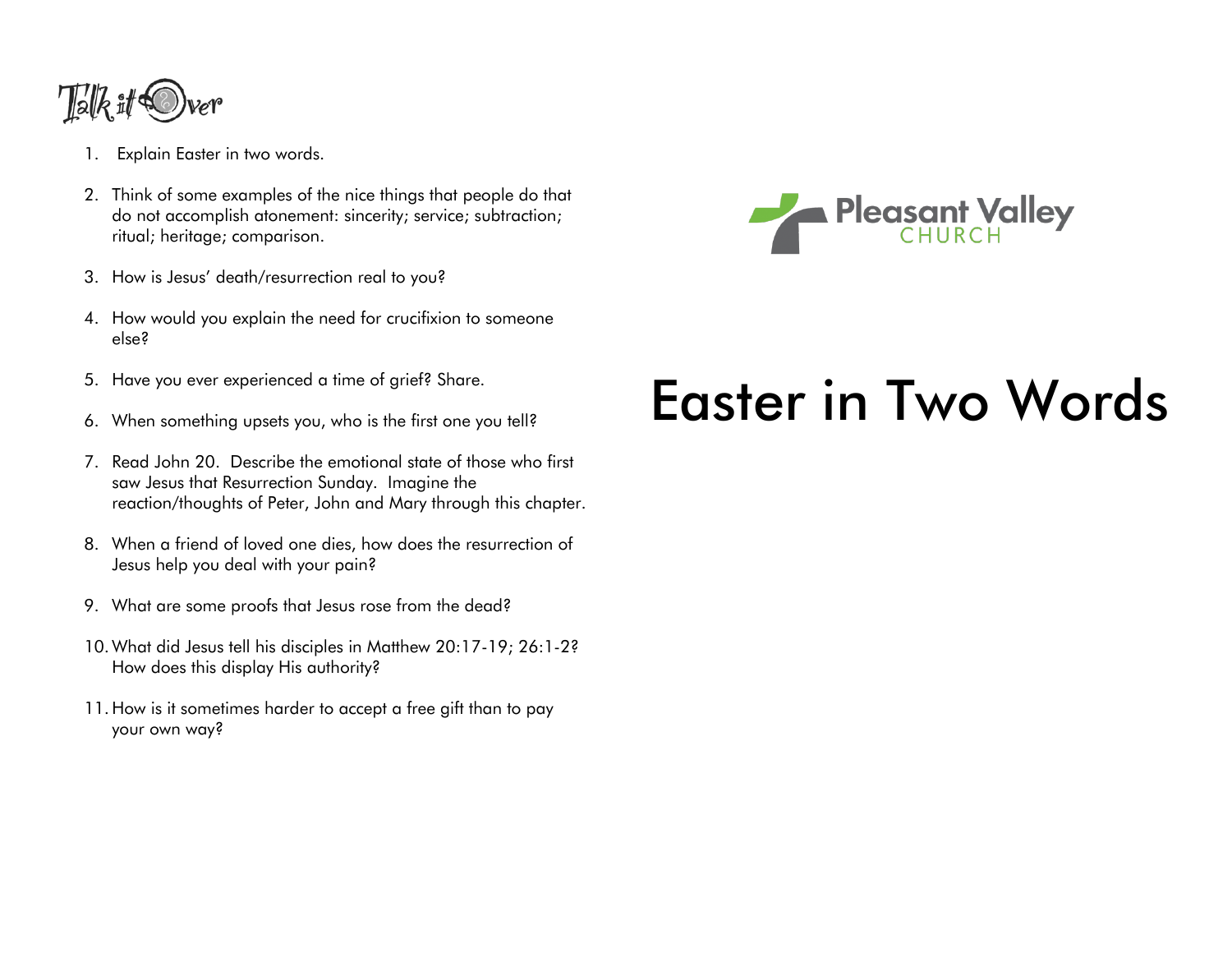Talk it Over

1. Explain Easter in two words.
2. Think of some examples of the nice things that people do that do not accomplish atonement: sincerity; service; subtraction; ritual; heritage; comparison.
3. How is Jesus' death/resurrection real to you?
4. How would you explain the need for crucifixion to someone else?
5. Have you ever experienced a time of grief? Share.
6. When something upsets you, who is the first one you tell?
7. Read John 20. Describe the emotional state of those who first saw Jesus that Resurrection Sunday. Imagine the reaction/thoughts of Peter, John and Mary through this chapter.
8. When a friend of loved one dies, how does the resurrection of Jesus help you deal with your pain?
9. What are some proofs that Jesus rose from the dead?
10. What did Jesus tell his disciples in Matthew 20:17-19; 26:1-2? How does this display His authority?
11. How is it sometimes harder to accept a free gift than to pay your own way?

Pleasant Valley CHURCH

# Easter in Two Words